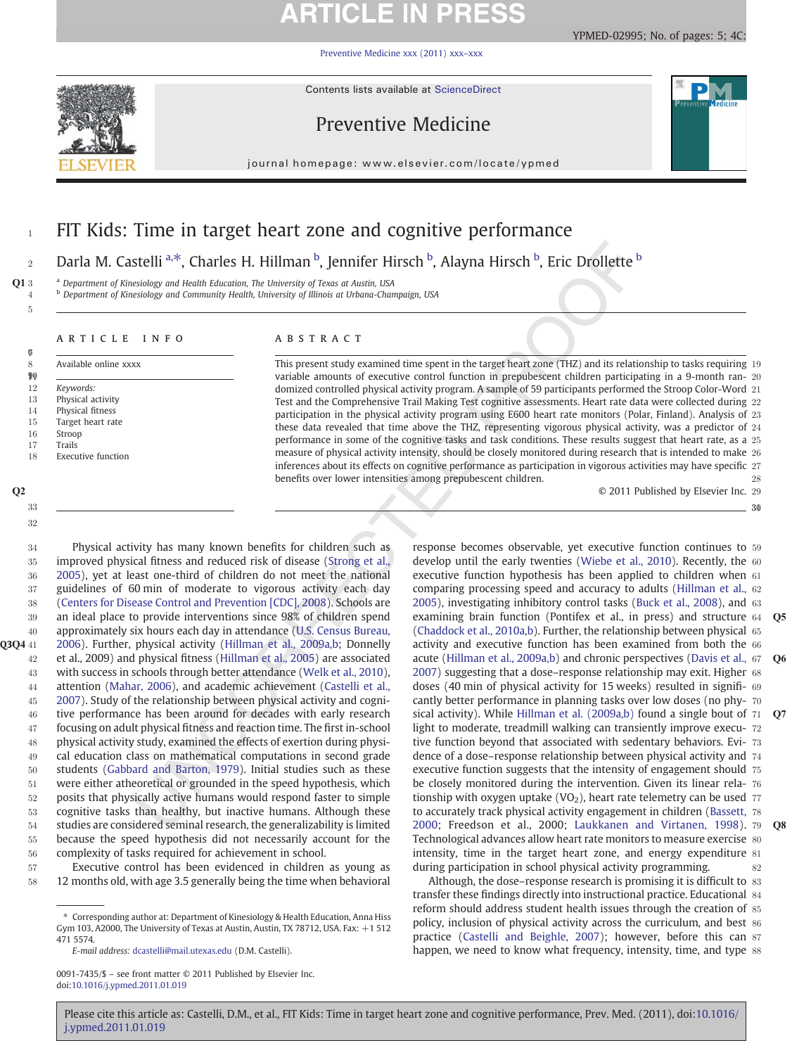# FIT Kids: Time in target heart zone and cognitive performance

Darla M. Castelli [a,*], Charles H. Hillman [b], Jennifer Hirsch [b], Alayna Hirsch [b], Eric Drollette [b]

[a] Department of Kinesiology and Health Education, The University of Texas at Austin, USA
[b] Department of Kinesiology and Community Health, University of Illinois at Urbana-Champaign, USA

## ARTICLE INFO

Available online xxxx

*Keywords:*
Physical activity
Physical fitness
Target heart rate
Stroop
Trails
Executive function

## ABSTRACT

This present study examined time spent in the target heart zone (THZ) and its relationship to tasks requiring variable amounts of executive control function in prepubescent children participating in a 9-month randomized controlled physical activity program. A sample of 59 participants performed the Stroop Color-Word Test and the Comprehensive Trail Making Test cognitive assessments. Heart rate data were collected during participation in the physical activity program using E600 heart rate monitors (Polar, Finland). Analysis of these data revealed that time above the THZ, representing vigorous physical activity, was a predictor of performance in some of the cognitive tasks and task conditions. These results suggest that heart rate, as a measure of physical activity intensity, should be closely monitored during research that is intended to make inferences about its effects on cognitive performance as participation in vigorous activities may have specific benefits over lower intensities among prepubescent children.

© 2011 Published by Elsevier Inc.

Physical activity has many known benefits for children such as improved physical fitness and reduced risk of disease (Strong et al., 2005), yet at least one-third of children do not meet the national guidelines of 60 min of moderate to vigorous activity each day (Centers for Disease Control and Prevention [CDC], 2008). Schools are an ideal place to provide interventions since 98% of children spend approximately six hours each day in attendance (U.S. Census Bureau, 2006). Further, physical activity (Hillman et al., 2009a,b; Donnelly et al., 2009) and physical fitness (Hillman et al., 2005) are associated with success in schools through better attendance (Welk et al., 2010), attention (Mahar, 2006), and academic achievement (Castelli et al., 2007). Study of the relationship between physical activity and cognitive performance has been around for decades with early research focusing on adult physical fitness and reaction time. The first in-school physical activity study, examined the effects of exertion during physical education class on mathematical computations in second grade students (Gabbard and Barton, 1979). Initial studies such as these were either atheoretical or grounded in the speed hypothesis, which posits that physically active humans would respond faster to simple cognitive tasks than healthy, but inactive humans. Although these studies are considered seminal research, the generalizability is limited because the speed hypothesis did not necessarily account for the complexity of tasks required for achievement in school.

Executive control has been evidenced in children as young as 12 months old, with age 3.5 generally being the time when behavioral response becomes observable, yet executive function continues to develop until the early twenties (Wiebe et al., 2010). Recently, the executive function hypothesis has been applied to children when comparing processing speed and accuracy to adults (Hillman et al., 2005), investigating inhibitory control tasks (Buck et al., 2008), and examining brain function (Pontifex et al., in press) and structure (Chaddock et al., 2010a,b). Further, the relationship between physical activity and executive function has been examined from both the acute (Hillman et al., 2009a,b) and chronic perspectives (Davis et al., 2007) suggesting that a dose–response relationship may exit. Higher doses (40 min of physical activity for 15 weeks) resulted in significantly better performance in planning tasks over low doses (no physical activity). While Hillman et al. (2009a,b) found a single bout of light to moderate, treadmill walking can transiently improve executive function beyond that associated with sedentary behaviors. Evidence of a dose–response relationship between physical activity and executive function suggests that the intensity of engagement should be closely monitored during the intervention. Given its linear relationship with oxygen uptake ($VO_2$), heart rate telemetry can be used to accurately track physical activity engagement in children (Bassett, 2000; Freedson et al., 2000; Laukkanen and Virtanen, 1998). Technological advances allow heart rate monitors to measure exercise intensity, time in the target heart zone, and energy expenditure during participation in school physical activity programming.

Although, the dose–response research is promising it is difficult to transfer these findings directly into instructional practice. Educational reform should address student health issues through the creation of policy, inclusion of physical activity across the curriculum, and best practice (Castelli and Beighle, 2007); however, before this can happen, we need to know what frequency, intensity, time, and type

\* Corresponding author at: Department of Kinesiology & Health Education, Anna Hiss Gym 103, A2000, The University of Texas at Austin, Austin, TX 78712, USA. Fax: +1 512 471 5574.
*E-mail address:* dcastelli@mail.utexas.edu (D.M. Castelli).

0091-7435/$ – see front matter © 2011 Published by Elsevier Inc.
doi:10.1016/j.ypmed.2011.01.019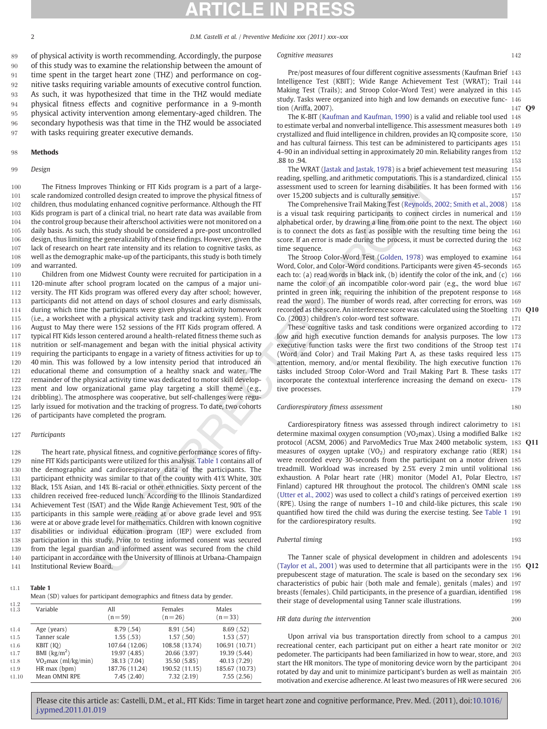of physical activity is worth recommending. Accordingly, the purpose of this study was to examine the relationship between the amount of time spent in the target heart zone (THZ) and performance on cognitive tasks requiring variable amounts of executive control function. As such, it was hypothesized that time in the THZ would mediate physical fitness effects and cognitive performance in a 9-month physical activity intervention among elementary-aged children. The secondary hypothesis was that time in the THZ would be associated with tasks requiring greater executive demands.

## Methods

### Design

The Fitness Improves Thinking or FIT Kids program is a part of a large-scale randomized controlled design created to improve the physical fitness of children, thus modulating enhanced cognitive performance. Although the FIT Kids program is part of a clinical trial, no heart rate data was available from the control group because their afterschool activities were not monitored on a daily basis. As such, this study should be considered a pre-post uncontrolled design, thus limiting the generalizability of these findings. However, given the lack of research on heart rate intensity and its relation to cognitive tasks, as well as the demographic make-up of the participants, this study is both timely and warranted.

Children from one Midwest County were recruited for participation in a 120-minute after school program located on the campus of a major university. The FIT Kids program was offered every day after school; however, participants did not attend on days of school closures and early dismissals, during which time the participants were given physical activity homework (i.e., a worksheet with a physical activity task and tracking system). From August to May there were 152 sessions of the FIT Kids program offered. A typical FIT Kids lesson centered around a health-related fitness theme such as nutrition or self-management and began with the initial physical activity requiring the participants to engage in a variety of fitness activities for up to 40 min. This was followed by a low intensity period that introduced an educational theme and consumption of a healthy snack and water. The remainder of the physical activity time was dedicated to motor skill development and low organizational game play targeting a skill theme (e.g., dribbling). The atmosphere was cooperative, but self-challenges were regularly issued for motivation and the tracking of progress. To date, two cohorts of participants have completed the program.

### Participants

The heart rate, physical fitness, and cognitive performance scores of fifty-nine FIT Kids participants were utilized for this analysis. Table 1 contains all of the demographic and cardiorespiratory data of the participants. The participant ethnicity was similar to that of the county with 41% White, 30% Black, 15% Asian, and 14% Bi-racial or other ethnicities. Sixty percent of the children received free-reduced lunch. According to the Illinois Standardized Achievement Test (ISAT) and the Wide Range Achievement Test, 90% of the participants in this sample were reading at or above grade level and 95% were at or above grade level for mathematics. Children with known cognitive disabilities or individual education program (IEP) were excluded from participation in this study. Prior to testing informed consent was secured from the legal guardian and informed assent was secured from the child participant in accordance with the University of Illinois at Urbana-Champaign Institutional Review Board.

**Table 1**
Mean (SD) values for participant demographics and fitness data by gender.

| Variable | All (n = 59) | Females (n = 26) | Males (n = 33) |
|---|---|---|---|
| Age (years) | 8.79 (.54) | 8.91 (.54) | 8.69 (.52) |
| Tanner scale | 1.55 (.53) | 1.57 (.50) | 1.53 (.57) |
| KBIT (IQ) | 107.64 (12.06) | 108.58 (13.74) | 106.91 (10.71) |
| BMI (kg/m$^2$) | 19.97 (4.85) | 20.66 (3.97) | 19.39 (5.44) |
| $VO_2$max (ml/kg/min) | 38.13 (7.04) | 35.50 (5.85) | 40.13 (7.29) |
| HR max (bpm) | 187.76 (11.24) | 190.52 (11.15) | 185.67 (10.73) |
| Mean OMNI RPE | 7.45 (2.40) | 7.32 (2.19) | 7.55 (2.56) |

### Cognitive measures

Pre/post measures of four different cognitive assessments (Kaufman Brief Intelligence Test (KBIT); Wide Range Achievement Test (WRAT); Trail Making Test (Trails); and Stroop Color-Word Test) were analyzed in this study. Tasks were organized into high and low demands on executive function (Ariffa, 2007).

The K-BIT (Kaufman and Kaufman, 1990) is a valid and reliable tool used to estimate verbal and nonverbal intelligence. This assessment measures both crystallized and fluid intelligence in children, provides an IQ composite score, and has cultural fairness. This test can be administered to participants ages 4–90 in an individual setting in approximately 20 min. Reliability ranges from .88 to .94.

The WRAT (Jastak and Jastak, 1978) is a brief achievement test measuring reading, spelling, and arithmetic computations. This is a standardized, clinical assessment used to screen for learning disabilities. It has been formed with over 15,200 subjects and is culturally sensitive.

The Comprehensive Trail Making Test (Reynolds, 2002; Smith et al., 2008) is a visual task requiring participants to connect circles in numerical and alphabetical order, by drawing a line from one point to the next. The object is to connect the dots as fast as possible with the resulting time being the score. If an error is made during the process, it must be corrected during the time sequence.

The Stroop Color-Word Test (Golden, 1978) was employed to examine Word, Color, and Color-Word conditions. Participants were given 45-seconds each to: (a) read words in black ink, (b) identify the color of the ink, and (c) name the color of an incompatible color-word pair (e.g., the word blue printed in green ink; requiring the inhibition of the prepotent response to read the word). The number of words read, after correcting for errors, was recorded as the score. An interference score was calculated using the Stoelting Co. (2003) children's color-word test software.

These cognitive tasks and task conditions were organized according to low and high executive function demands for analysis purposes. The low executive function tasks were the first two conditions of the Stroop test (Word and Color) and Trail Making Part A, as these tasks required less attention, memory, and/or mental flexibility. The high executive function tasks included Stroop Color-Word and Trail Making Part B. These tasks incorporate the contextual interference increasing the demand on executive processes.

### Cardiorespiratory fitness assessment

Cardiorespiratory fitness was assessed through indirect calorimetry to determine maximal oxygen consumption ($VO_2$max). Using a modified Balke protocol (ACSM, 2006) and ParvoMedics True Max 2400 metabolic system, measures of oxygen uptake ($VO_2$) and respiratory exchange ratio (RER) were recorded every 30-seconds from the participant on a motor driven treadmill. Workload was increased by 2.5% every 2 min until volitional exhaustion. A Polar heart rate (HR) monitor (Model A1, Polar Electro, Finland) captured HR throughout the protocol. The children's OMNI scale (Utter et al., 2002) was used to collect a child's ratings of perceived exertion (RPE). Using the range of numbers 1–10 and child-like pictures, this scale quantified how tired the child was during the exercise testing. See Table 1 for the cardiorespiratory results.

### Pubertal timing

The Tanner scale of physical development in children and adolescents (Taylor et al., 2001) was used to determine that all participants were in the prepubescent stage of maturation. The scale is based on the secondary sex characteristics of pubic hair (both male and female), genitals (males) and breasts (females). Child participants, in the presence of a guardian, identified their stage of developmental using Tanner scale illustrations.

### HR data during the intervention

Upon arrival via bus transportation directly from school to a campus recreational center, each participant put on either a heart rate monitor or pedometer. The participants had been familiarized in how to wear, store, and start the HR monitors. The type of monitoring device worn by the participant rotated by day and unit to minimize participant's burden as well as maintain motivation and exercise adherence. At least two measures of HR were secured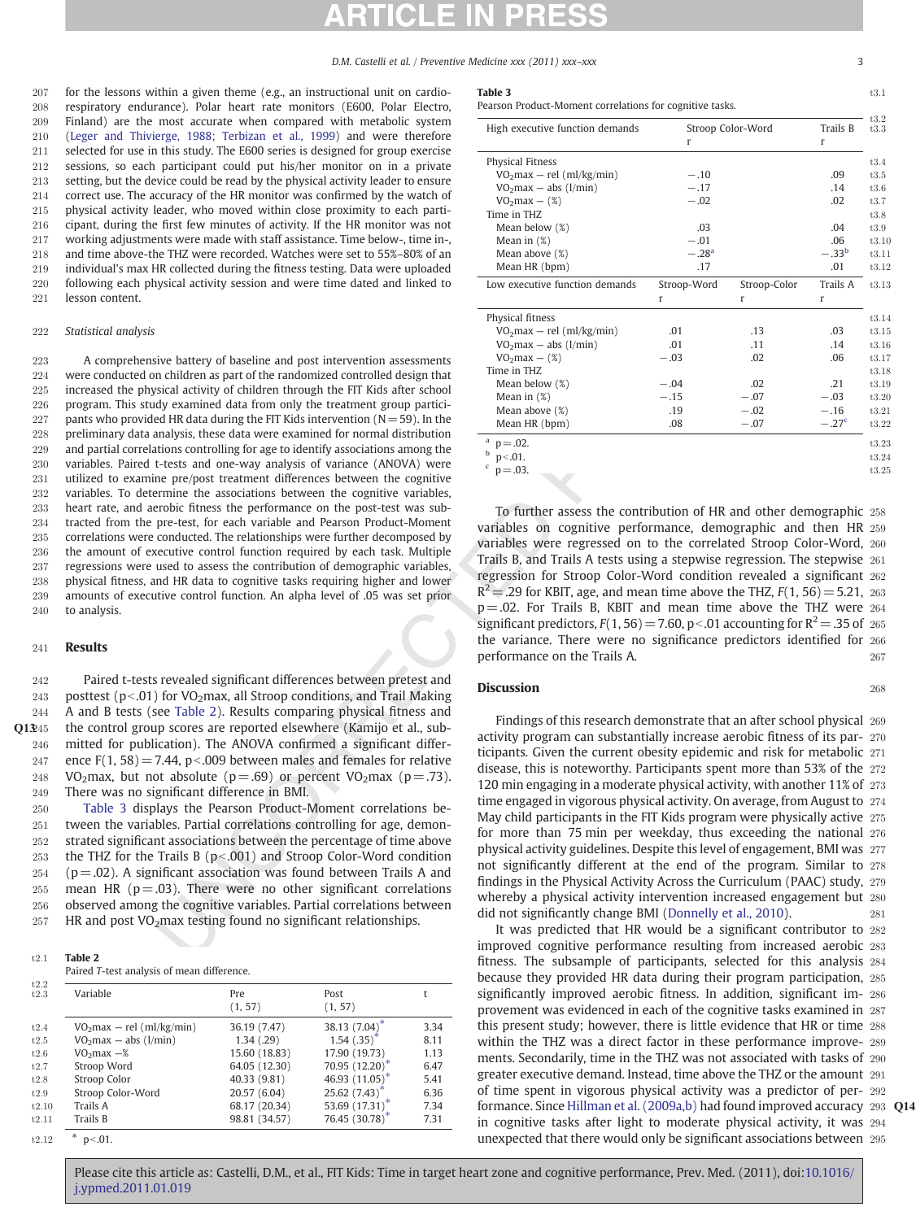for the lessons within a given theme (e.g., an instructional unit on cardiorespiratory endurance). Polar heart rate monitors (E600, Polar Electro, Finland) are the most accurate when compared with metabolic system (Leger and Thivierge, 1988; Terbizan et al., 1999) and were therefore selected for use in this study. The E600 series is designed for group exercise sessions, so each participant could put his/her monitor on in a private setting, but the device could be read by the physical activity leader to ensure correct use. The accuracy of the HR monitor was confirmed by the watch of the physical activity leader, who moved within close proximity to each participant, during the first few minutes of activity. If the HR monitor was not working adjustments were made with staff assistance. Time below-, time in-, and time above-the THZ were recorded. Watches were set to 55%–80% of an individual's max HR collected during the fitness testing. Data were uploaded following each physical activity session and were time dated and linked to lesson content.

### Statistical analysis

A comprehensive battery of baseline and post intervention assessments were conducted on children as part of the randomized controlled design that increased the physical activity of children through the FIT Kids after school program. This study examined data from only the treatment group participants who provided HR data during the FIT Kids intervention (N = 59). In the preliminary data analysis, these data were examined for normal distribution and partial correlations controlling for age to identify associations among the variables. Paired t-tests and one-way analysis of variance (ANOVA) were utilized to examine pre/post treatment differences between the cognitive variables. To determine the associations between the cognitive variables, heart rate, and aerobic fitness the performance on the post-test was subtracted from the pre-test, for each variable and Pearson Product-Moment correlations were conducted. The relationships were further decomposed by the amount of executive control function required by each task. Multiple regressions were used to assess the contribution of demographic variables, physical fitness, and HR data to cognitive tasks requiring higher and lower amounts of executive control function. An alpha level of .05 was set prior to analysis.

## Results

Paired t-tests revealed significant differences between pretest and posttest ($p < .01$) for $VO_2$max, all Stroop conditions, and Trail Making A and B tests (see Table 2). Results comparing physical fitness and the control group scores are reported elsewhere (Kamijo et al., submitted for publication). The ANOVA confirmed a significant difference $F(1, 58) = 7.44$, $p < .009$ between males and females for relative $VO_2$max, but not absolute ($p = .69$) or percent $VO_2$max ($p = .73$). There was no significant difference in BMI.

Table 3 displays the Pearson Product-Moment correlations between the variables. Partial correlations controlling for age, demonstrated significant associations between the percentage of time above the THZ for the Trails B ($p < .001$) and Stroop Color-Word condition ($p = .02$). A significant association was found between Trails A and mean HR ($p = .03$). There were no other significant correlations observed among the cognitive variables. Partial correlations between HR and post $VO_2$max testing found no significant relationships.

**Table 2**
Paired *T*-test analysis of mean difference.

| Variable | Pre (1, 57) | Post (1, 57) | t |
|---|---|---|---|
| $VO_2$max – rel (ml/kg/min) | 36.19 (7.47) | 38.13 (7.04)* | 3.34 |
| $VO_2$max – abs (l/min) | 1.34 (.29) | 1.54 (.35)* | 8.11 |
| $VO_2$max –% | 15.60 (18.83) | 17.90 (19.73) | 1.13 |
| Stroop Word | 64.05 (12.30) | 70.95 (12.20)* | 6.47 |
| Stroop Color | 40.33 (9.81) | 46.93 (11.05)* | 5.41 |
| Stroop Color-Word | 20.57 (6.04) | 25.62 (7.43)* | 6.36 |
| Trails A | 68.17 (20.34) | 53.69 (17.31)* | 7.34 |
| Trails B | 98.81 (34.57) | 76.45 (30.78)* | 7.31 |

\* $p < .01$.

**Table 3**
Pearson Product-Moment correlations for cognitive tasks.

| High executive function demands | | Stroop Color-Word r | Trails B r |
|---|---|---|---|
| Physical Fitness | | | |
| $VO_2$max – rel (ml/kg/min) | | −.10 | .09 |
| $VO_2$max – abs (l/min) | | −.17 | .14 |
| $VO_2$max – (%) | | −.02 | .02 |
| Time in THZ | | | |
| Mean below (%) | | .03 | .04 |
| Mean in (%) | | −.01 | .06 |
| Mean above (%) | | −.28[a] | −.33[b] |
| Mean HR (bpm) | | .17 | .01 |
| **Low executive function demands** | **Stroop-Word r** | **Stroop-Color r** | **Trails A r** |
| Physical fitness | | | |
| $VO_2$max – rel (ml/kg/min) | .01 | .13 | .03 |
| $VO_2$max – abs (l/min) | .01 | .11 | .14 |
| $VO_2$max – (%) | −.03 | .02 | .06 |
| Time in THZ | | | |
| Mean below (%) | −.04 | .02 | .21 |
| Mean in (%) | −.15 | −.07 | −.03 |
| Mean above (%) | .19 | −.02 | −.16 |
| Mean HR (bpm) | .08 | −.07 | −.27[c] |

[a] $p = .02$.
[b] $p < .01$.
[c] $p = .03$.

To further assess the contribution of HR and other demographic variables on cognitive performance, demographic and then HR variables were regressed on to the correlated Stroop Color-Word, Trails B, and Trails A tests using a stepwise regression. The stepwise regression for Stroop Color-Word condition revealed a significant $R^2 = .29$ for KBIT, age, and mean time above the THZ, $F(1, 56) = 5.21$, $p = .02$. For Trails B, KBIT and mean time above the THZ were significant predictors, $F(1, 56) = 7.60$, $p < .01$ accounting for $R^2 = .35$ of the variance. There were no significance predictors identified for performance on the Trails A.

## Discussion

Findings of this research demonstrate that an after school physical activity program can substantially increase aerobic fitness of its participants. Given the current obesity epidemic and risk for metabolic disease, this is noteworthy. Participants spent more than 53% of the 120 min engaging in a moderate physical activity, with another 11% of time engaged in vigorous physical activity. On average, from August to May child participants in the FIT Kids program were physically active for more than 75 min per weekday, thus exceeding the national physical activity guidelines. Despite this level of engagement, BMI was not significantly different at the end of the program. Similar to findings in the Physical Activity Across the Curriculum (PAAC) study, whereby a physical activity intervention increased engagement but did not significantly change BMI (Donnelly et al., 2010).

It was predicted that HR would be a significant contributor to improved cognitive performance resulting from increased aerobic fitness. The subsample of participants, selected for this analysis because they provided HR data during their program participation, significantly improved aerobic fitness. In addition, significant improvement was evidenced in each of the cognitive tasks examined in this present study; however, there is little evidence that HR or time within the THZ was a direct factor in these performance improvements. Secondarily, time in the THZ was not associated with tasks of greater executive demand. Instead, time above the THZ or the amount of time spent in vigorous physical activity was a predictor of performance. Since Hillman et al. (2009a,b) had found improved accuracy in cognitive tasks after light to moderate physical activity, it was unexpected that there would only be significant associations between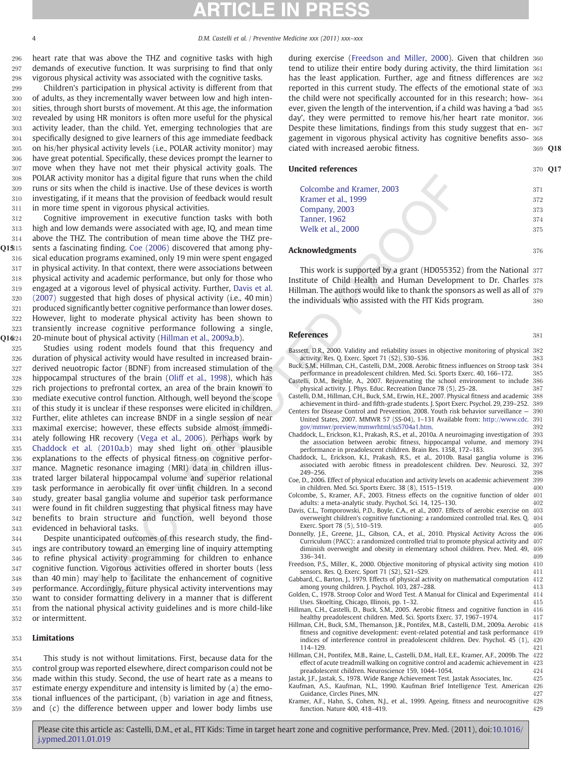heart rate that was above the THZ and cognitive tasks with high demands of executive function. It was surprising to find that only vigorous physical activity was associated with the cognitive tasks.

Children's participation in physical activity is different from that of adults, as they incrementally waver between low and high intensities, through short bursts of movement. At this age, the information revealed by using HR monitors is often more useful for the physical activity leader, than the child. Yet, emerging technologies that are specifically designed to give learners of this age immediate feedback on his/her physical activity levels (i.e., POLAR activity monitor) may have great potential. Specifically, these devices prompt the learner to move when they have not met their physical activity goals. The POLAR activity monitor has a digital figure that runs when the child runs or sits when the child is inactive. Use of these devices is worth investigating, if it means that the provision of feedback would result in more time spent in vigorous physical activities.

Cognitive improvement in executive function tasks with both high and low demands were associated with age, IQ, and mean time above the THZ. The contribution of mean time above the THZ presents a fascinating finding. Coe (2006) discovered that among physical education programs examined, only 19 min were spent engaged in physical activity. In that context, there were associations between physical activity and academic performance, but only for those who engaged at a vigorous level of physical activity. Further, Davis et al. (2007) suggested that high doses of physical activity (i.e., 40 min) produced significantly better cognitive performance than lower doses. However, light to moderate physical activity has been shown to transiently increase cognitive performance following a single, 20-minute bout of physical activity (Hillman et al., 2009a,b).

Studies using rodent models found that this frequency and duration of physical activity would have resulted in increased brain-derived neuotropic factor (BDNF) from increased stimulation of the hippocampal structures of the brain (Oliff et al., 1998), which has rich projections to prefrontal cortex, an area of the brain known to mediate executive control function. Although, well beyond the scope of this study it is unclear if these responses were elicited in children. Further, elite athletes can increase BNDF in a single session of near maximal exercise; however, these effects subside almost immediately following HR recovery (Vega et al., 2006). Perhaps work by Chaddock et al. (2010a,b) may shed light on other plausible explanations to the effects of physical fitness on cognitive performance. Magnetic resonance imaging (MRI) data in children illustrated larger bilateral hippocampal volume and superior relational task performance in aerobically fit over unfit children. In a second study, greater basal ganglia volume and superior task performance were found in fit children suggesting that physical fitness may have benefits to brain structure and function, well beyond those evidenced in behavioral tasks.

Despite unanticipated outcomes of this research study, the findings are contributory toward an emerging line of inquiry attempting to refine physical activity programming for children to enhance cognitive function. Vigorous activities offered in shorter bouts (less than 40 min) may help to facilitate the enhancement of cognitive performance. Accordingly, future physical activity interventions may want to consider formatting delivery in a manner that is different from the national physical activity guidelines and is more child-like or intermittent.

## Limitations

This study is not without limitations. First, because data for the control group was reported elsewhere, direct comparison could not be made within this study. Second, the use of heart rate as a means to estimate energy expenditure and intensity is limited by (a) the emotional influences of the participant, (b) variation in age and fitness, and (c) the difference between upper and lower body limbs use during exercise (Freedson and Miller, 2000). Given that children tend to utilize their entire body during activity, the third limitation has the least application. Further, age and fitness differences are reported in this current study. The effects of the emotional state of the child were not specifically accounted for in this research; however, given the length of the intervention, if a child was having a 'bad day', they were permitted to remove his/her heart rate monitor. Despite these limitations, findings from this study suggest that engagement in vigorous physical activity has cognitive benefits associated with increased aerobic fitness.

## Uncited references

Colcombe and Kramer, 2003
Kramer et al., 1999
Company, 2003
Tanner, 1962
Welk et al., 2000

## Acknowledgments

This work is supported by a grant (HD055352) from the National Institute of Child Health and Human Development to Dr. Charles Hillman. The authors would like to thank the sponsors as well as all of the individuals who assisted with the FIT Kids program.

## References

Bassett, D.R., 2000. Validity and reliability issues in objective monitoring of physical activity. Res. Q. Exerc. Sport 71 (S2), S30–S36.

Buck, S.M., Hillman, C.H., Castelli, D.M., 2008. Aerobic fitness influences on Stroop task performance in preadolescent children. Med. Sci. Sports Exerc. 40, 166–172.

Castelli, D.M., Beighle, A., 2007. Rejuvenating the school environment to include physical activity. J. Phys. Educ. Recreation Dance 78 (5), 25–28.

Castelli, D.M., Hillman, C.H., Buck, S.M., Erwin, H.E., 2007. Physical fitness and academic achievement in third- and fifth-grade students. J. Sport Exerc. Psychol. 29, 239–252.

Centers for Disease Control and Prevention, 2008. Youth risk behavior surveillance — United States, 2007. MMWR 57 (SS-04), 1–131 Available from: http://www.cdc.gov/mmwr/preview/mmwrhtml/ss5704a1.htm.

Chaddock, L., Erickson, K.I., Prakash, R.S., et al., 2010a. A neuroimaging investigation of the association between aerobic fitness, hippocampal volume, and memory performance in preadolescent children. Brain Res. 1358, 172–183.

Chaddock, L., Erickson, K.I., Prakash, R.S., et al., 2010b. Basal ganglia volume is associated with aerobic fitness in preadolescent children. Dev. Neurosci. 32, 249–256.

Coe, D., 2006. Effect of physical education and activity levels on academic achievement in children. Med. Sci. Sports Exerc. 38 (8), 1515–1519.

Colcombe, S., Kramer, A.F., 2003. Fitness effects on the cognitive function of older adults: a meta-analytic study. Psychol. Sci. 14, 125–130.

Davis, C.L., Tomporowski, P.D., Boyle, C.A., et al., 2007. Effects of aerobic exercise on overweight children's cognitive functioning: a randomized controlled trial. Res. Q. Exerc. Sport 78 (5), 510–519.

Donnelly, J.E., Greene, J.L., Gibson, C.A., et al., 2010. Physical Activity Across the Curriculum (PACC): a randomized controlled trial to promote physical activity and diminish overweight and obesity in elementary school children. Prev. Med. 49, 336–341.

Freedson, P.S., Miller, K., 2000. Objective monitoring of physical activity sing motion sensors. Res. Q. Exerc. Sport 71 (S2), S21–S29.

Gabbard, C., Barton, J., 1979. Effects of physical activity on mathematical computation among young children. J. Psychol. 103, 287–288.

Golden, C., 1978. Stroop Color and Word Test. A Manual for Clinical and Experimental Uses. Skoelting, Chicago, Illinois, pp. 1–32.

Hillman, C.H., Castelli, D., Buck, S.M., 2005. Aerobic fitness and cognitive function in healthy preadolescent children. Med. Sci. Sports Exerc. 37, 1967–1974.

Hillman, C.H., Buck, S.M., Themanson, J.R., Pontifex, M.B., Castelli, D.M., 2009a. Aerobic fitness and cognitive development: event-related potential and task performance indices of interference control in preadolescent children. Dev. Psychol. 45 (1), 114–129.

Hillman, C.H., Pontifex, M.B., Raine, L., Castelli, D.M., Hall, E.E., Kramer, A.F., 2009b. The effect of acute treadmill walking on cognitive control and academic achievement in preadolescent children. Neuroscience 159, 1044–1054.

Jastak, J.F., Jastak, S., 1978. Wide Range Achievement Test. Jastak Associates, Inc.

Kaufman, A.S., Kaufman, N.L., 1990. Kaufman Brief Intelligence Test. American Guidance, Circles Pines, MN.

Kramer, A.F., Hahn, S., Cohen, N.J., et al., 1999. Ageing, fitness and neurocognitive function. Nature 400, 418–419.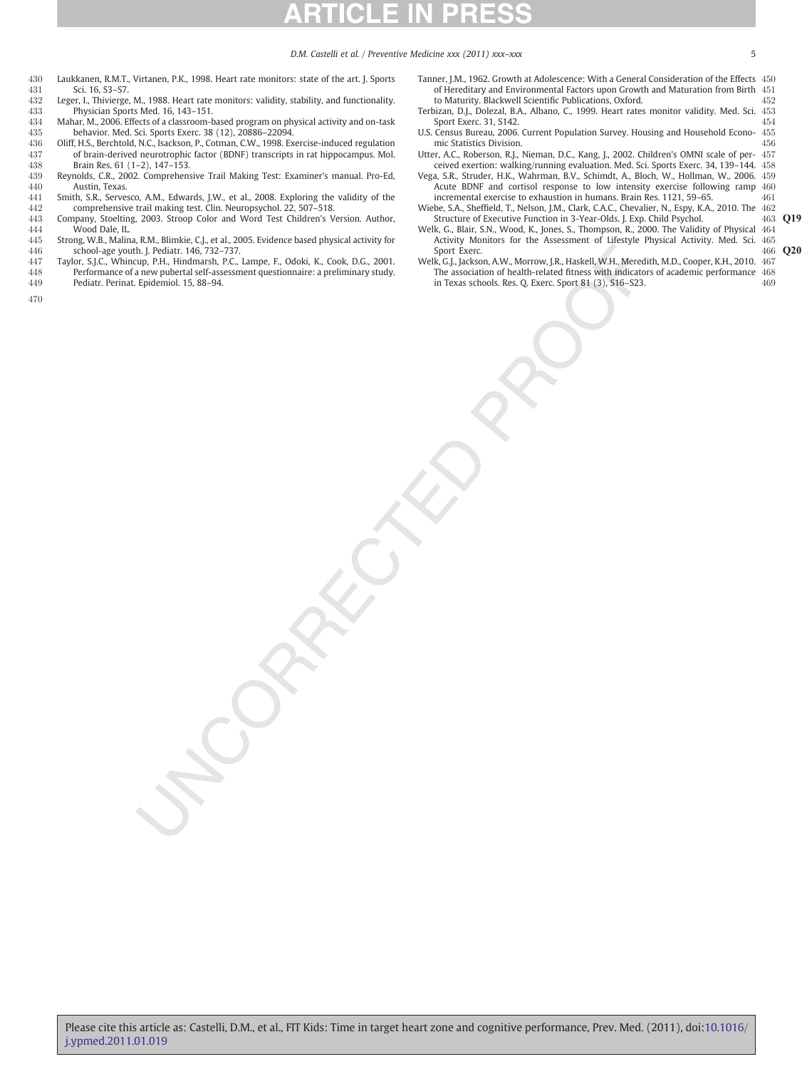Laukkanen, R.M.T., Virtanen, P.K., 1998. Heart rate monitors: state of the art. J. Sports Sci. 16, S3–S7.

Leger, I., Thivierge, M., 1988. Heart rate monitors: validity, stability, and functionality. Physician Sports Med. 16, 143–151.

Mahar, M., 2006. Effects of a classroom-based program on physical activity and on-task behavior. Med. Sci. Sports Exerc. 38 (12), 20886–22094.

Oliff, H.S., Berchtold, N.C., Isackson, P., Cotman, C.W., 1998. Exercise-induced regulation of brain-derived neurotrophic factor (BDNF) transcripts in rat hippocampus. Mol. Brain Res. 61 (1–2), 147–153.

Reynolds, C.R., 2002. Comprehensive Trail Making Test: Examiner's manual. Pro-Ed, Austin, Texas.

Smith, S.R., Servesco, A.M., Edwards, J.W., et al., 2008. Exploring the validity of the comprehensive trail making test. Clin. Neuropsychol. 22, 507–518.

Company, Stoelting, 2003. Stroop Color and Word Test Children's Version. Author, Wood Dale, IL.

Strong, W.B., Malina, R.M., Blimkie, C.J., et al., 2005. Evidence based physical activity for school-age youth. J. Pediatr. 146, 732–737.

Taylor, S.J.C., Whincup, P.H., Hindmarsh, P.C., Lampe, F., Odoki, K., Cook, D.G., 2001. Performance of a new pubertal self-assessment questionnaire: a preliminary study. Pediatr. Perinat. Epidemiol. 15, 88–94.

Tanner, J.M., 1962. Growth at Adolescence: With a General Consideration of the Effects of Hereditary and Environmental Factors upon Growth and Maturation from Birth to Maturity. Blackwell Scientific Publications, Oxford.

Terbizan, D.J., Dolezal, B.A., Albano, C., 1999. Heart rates monitor validity. Med. Sci. Sport Exerc. 31, S142.

U.S. Census Bureau, 2006. Current Population Survey. Housing and Household Economic Statistics Division.

Utter, A.C., Roberson, R.J., Nieman, D.C., Kang, J., 2002. Children's OMNI scale of perceived exertion: walking/running evaluation. Med. Sci. Sports Exerc. 34, 139–144.

Vega, S.R., Struder, H.K., Wahrman, B.V., Schimdt, A., Bloch, W., Hollman, W., 2006. Acute BDNF and cortisol response to low intensity exercise following ramp incremental exercise to exhaustion in humans. Brain Res. 1121, 59–65.

Wiebe, S.A., Sheffield, T., Nelson, J.M., Clark, C.A.C., Chevalier, N., Espy, K.A., 2010. The Structure of Executive Function in 3-Year-Olds. J. Exp. Child Psychol.

Welk, G., Blair, S.N., Wood, K., Jones, S., Thompson, R., 2000. The Validity of Physical Activity Monitors for the Assessment of Lifestyle Physical Activity. Med. Sci. Sport Exerc.

Welk, G.J., Jackson, A.W., Morrow, J.R., Haskell, W.H., Meredith, M.D., Cooper, K.H., 2010. The association of health-related fitness with indicators of academic performance in Texas schools. Res. Q. Exerc. Sport 81 (3), S16–S23.